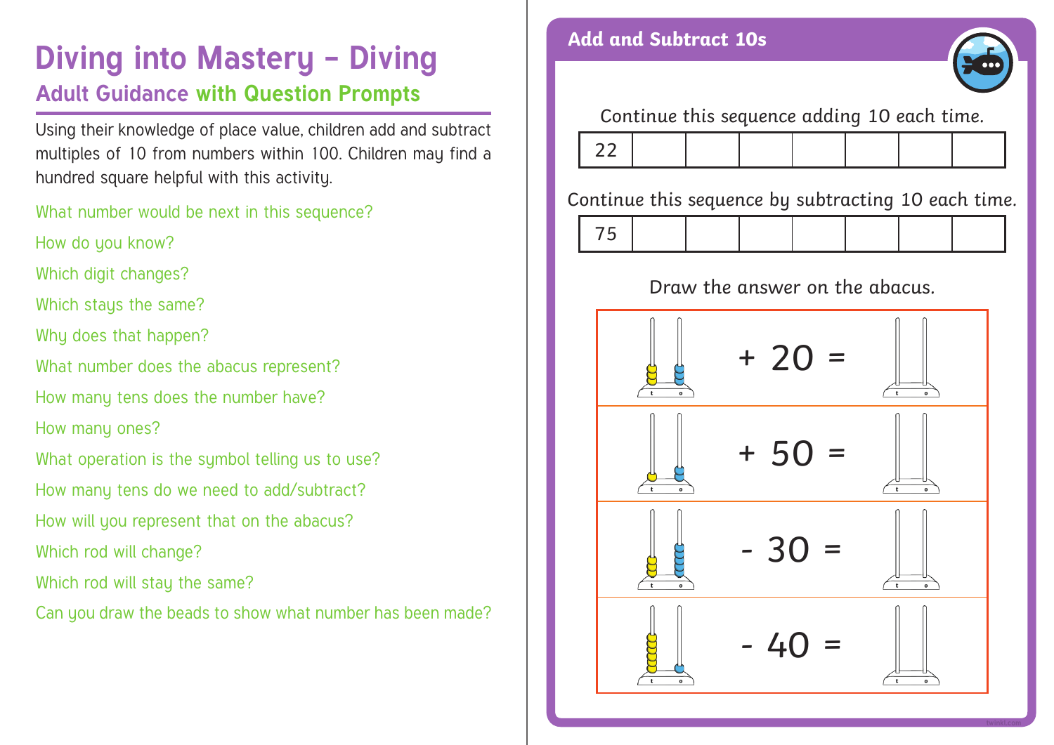# Diving into Mastery – Diving

## Adult Guidance with Question Prompts

Using their knowledge of place value, children add and subtract multiples of 10 from numbers within 100. Children may find a hundred square helpful with this activity.

What number would be next in this sequence?

How do you know?

Which digit changes?

Which stays the same?

Why does that happen?

What number does the abacus represent?

How many tens does the number have?

How many ones?

What operation is the symbol telling us to use?

How many tens do we need to add/subtract?

How will you represent that on the abacus?

Which rod will change?

Which rod will stay the same?

Can you draw the beads to show what number has been made?

## Add and Subtract 10s

Continue this sequence adding 10 each time.

| 22 | | | | | | | |
|---|---|---|---|---|---|---|---|

Continue this sequence by subtracting 10 each time.

| 75 | | | | | | | |
|---|---|---|---|---|---|---|---|

Draw the answer on the abacus.

| Abacus (t, o) | Operation | Answer abacus (t, o) |
|---|---|---|
| t: 3, o: 4 | + 20 = | |
| t: 1, o: 3 | + 50 = | |
| t: 3, o: 6 | - 30 = | |
| t: 7, o: 1 | - 40 = | |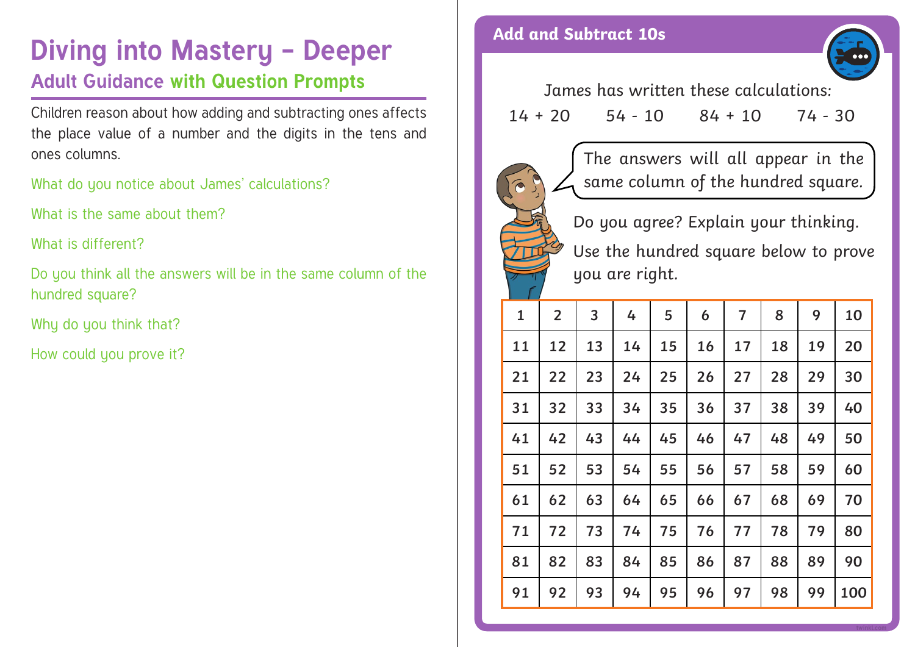# Diving into Mastery – Deeper

## Adult Guidance with Question Prompts

Children reason about how adding and subtracting ones affects the place value of a number and the digits in the tens and ones columns.

What do you notice about James' calculations?

What is the same about them?

What is different?

Do you think all the answers will be in the same column of the hundred square?

Why do you think that?

How could you prove it?

## Add and Subtract 10s

James has written these calculations:

14 + 20    54 - 10    84 + 10    74 - 30

The answers will all appear in the same column of the hundred square.

Do you agree? Explain your thinking.

Use the hundred square below to prove you are right.

| 1 | 2 | 3 | 4 | 5 | 6 | 7 | 8 | 9 | 10 |
|---|---|---|---|---|---|---|---|---|---|
| 11 | 12 | 13 | 14 | 15 | 16 | 17 | 18 | 19 | 20 |
| 21 | 22 | 23 | 24 | 25 | 26 | 27 | 28 | 29 | 30 |
| 31 | 32 | 33 | 34 | 35 | 36 | 37 | 38 | 39 | 40 |
| 41 | 42 | 43 | 44 | 45 | 46 | 47 | 48 | 49 | 50 |
| 51 | 52 | 53 | 54 | 55 | 56 | 57 | 58 | 59 | 60 |
| 61 | 62 | 63 | 64 | 65 | 66 | 67 | 68 | 69 | 70 |
| 71 | 72 | 73 | 74 | 75 | 76 | 77 | 78 | 79 | 80 |
| 81 | 82 | 83 | 84 | 85 | 86 | 87 | 88 | 89 | 90 |
| 91 | 92 | 93 | 94 | 95 | 96 | 97 | 98 | 99 | 100 |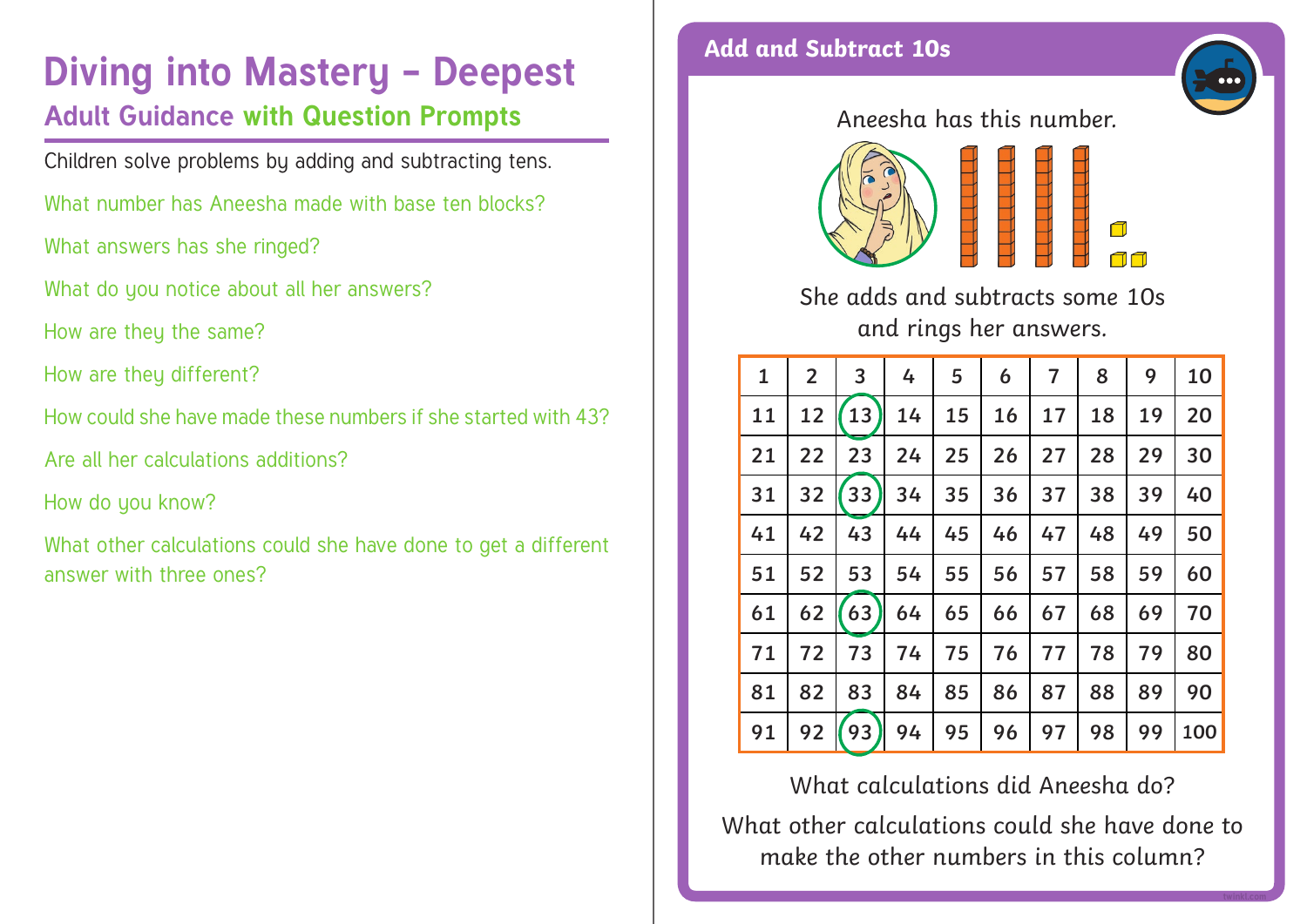# Diving into Mastery – Deepest

## Adult Guidance with Question Prompts

Children solve problems by adding and subtracting tens.

What number has Aneesha made with base ten blocks?

What answers has she ringed?

What do you notice about all her answers?

How are they the same?

How are they different?

How could she have made these numbers if she started with 43?

Are all her calculations additions?

How do you know?

What other calculations could she have done to get a different answer with three ones?

## Add and Subtract 10s

Aneesha has this number.

She adds and subtracts some 10s and rings her answers.

| | | | | | | | | | |
|---|---|---|---|---|---|---|---|---|---|
| 1 | 2 | 3 | 4 | 5 | 6 | 7 | 8 | 9 | 10 |
| 11 | 12 | (13) | 14 | 15 | 16 | 17 | 18 | 19 | 20 |
| 21 | 22 | 23 | 24 | 25 | 26 | 27 | 28 | 29 | 30 |
| 31 | 32 | (33) | 34 | 35 | 36 | 37 | 38 | 39 | 40 |
| 41 | 42 | 43 | 44 | 45 | 46 | 47 | 48 | 49 | 50 |
| 51 | 52 | 53 | 54 | 55 | 56 | 57 | 58 | 59 | 60 |
| 61 | 62 | (63) | 64 | 65 | 66 | 67 | 68 | 69 | 70 |
| 71 | 72 | 73 | 74 | 75 | 76 | 77 | 78 | 79 | 80 |
| 81 | 82 | 83 | 84 | 85 | 86 | 87 | 88 | 89 | 90 |
| 91 | 92 | (93) | 94 | 95 | 96 | 97 | 98 | 99 | 100 |

What calculations did Aneesha do?

What other calculations could she have done to make the other numbers in this column?